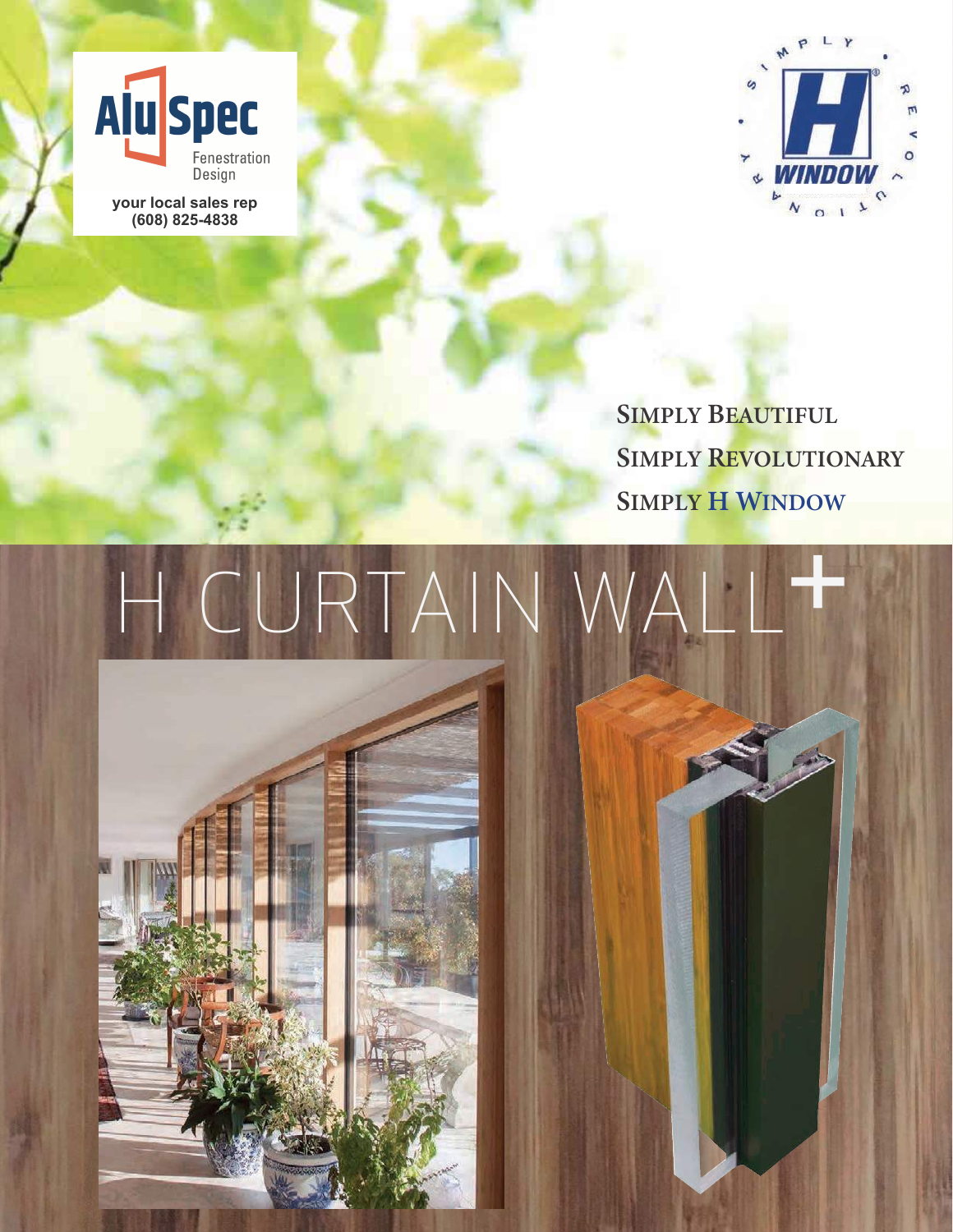AluSpec Fenestration Design

your local sales rep
(608) 825-4838

SIMPLY H WINDOW REVOLUTIONARY

SIMPLY BEAUTIFUL

SIMPLY REVOLUTIONARY

SIMPLY H WINDOW

# H CURTAIN WALL+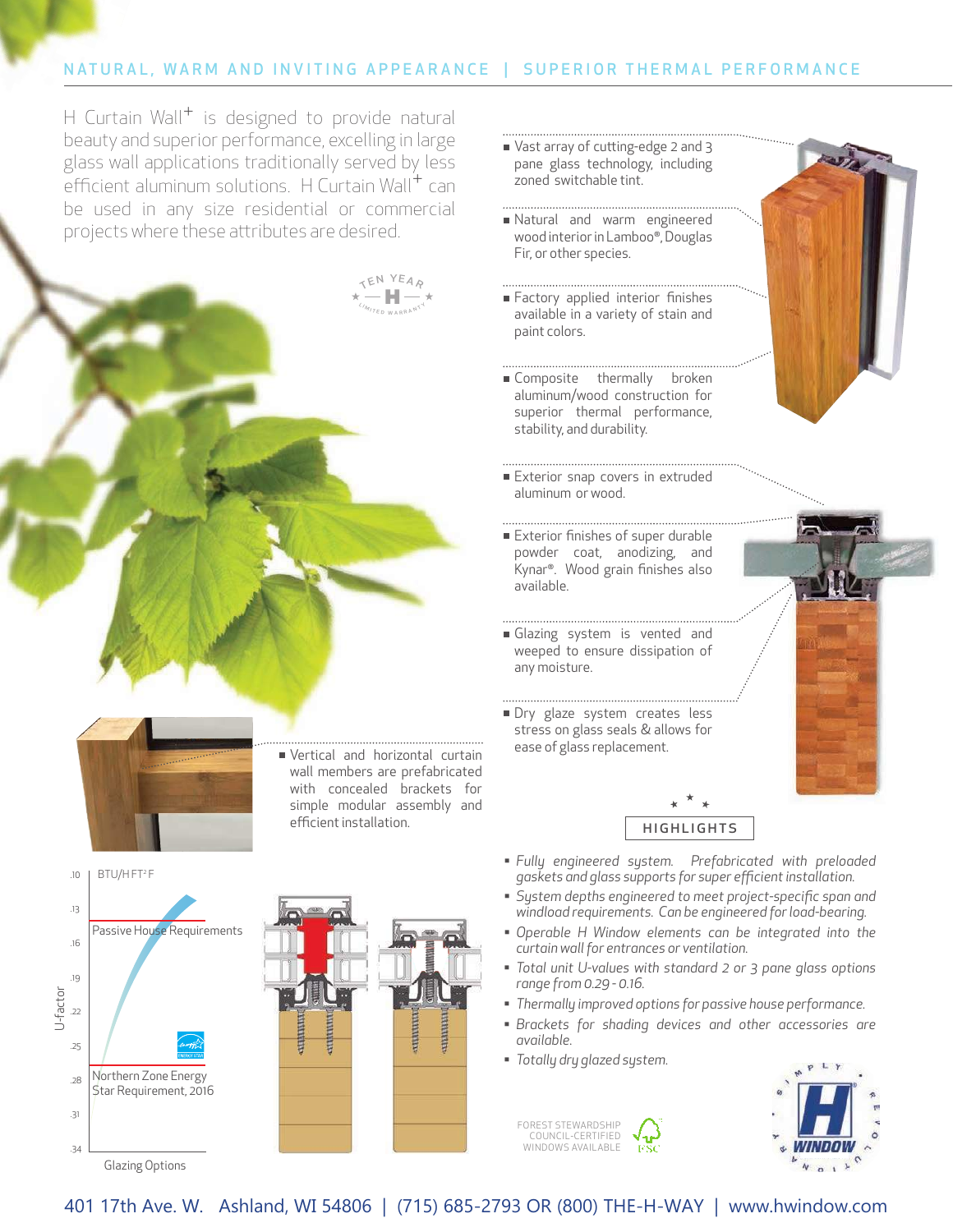## NATURAL, WARM AND INVITING APPEARANCE | SUPERIOR THERMAL PERFORMANCE

H Curtain Wall+ is designed to provide natural beauty and superior performance, excelling in large glass wall applications traditionally served by less efficient aluminum solutions. H Curtain Wall+ can be used in any size residential or commercial projects where these attributes are desired.

TEN YEAR H LIMITED WARRANTY

- Vast array of cutting-edge 2 and 3 pane glass technology, including zoned switchable tint.
- Natural and warm engineered wood interior in Lamboo®, Douglas Fir, or other species.
- Factory applied interior finishes available in a variety of stain and paint colors.
- Composite thermally broken aluminum/wood construction for superior thermal performance, stability, and durability.
- Exterior snap covers in extruded aluminum or wood.
- Exterior finishes of super durable powder coat, anodizing, and Kynar®. Wood grain finishes also available.
- Glazing system is vented and weeped to ensure dissipation of any moisture.
- Dry glaze system creates less stress on glass seals & allows for ease of glass replacement.
- Vertical and horizontal curtain wall members are prefabricated with concealed brackets for simple modular assembly and efficient installation.

BTU/HFT²F

.10
.13
.16
.19
.22
.25
.28
.31
.34

U-factor

Passive House Requirements

Northern Zone Energy Star Requirement, 2016

Glazing Options

### HIGHLIGHTS

- *Fully engineered system. Prefabricated with preloaded gaskets and glass supports for super efficient installation.*
- *System depths engineered to meet project-specific span and windload requirements. Can be engineered for load-bearing.*
- *Operable H Window elements can be integrated into the curtain wall for entrances or ventilation.*
- *Total unit U-values with standard 2 or 3 pane glass options range from 0.29 - 0.16.*
- *Thermally improved options for passive house performance.*
- *Brackets for shading devices and other accessories are available.*
- *Totally dry glazed system.*

FOREST STEWARDSHIP COUNCIL-CERTIFIED WINDOWS AVAILABLE

SIMPLY REVOLUTIONARY H WINDOW

401 17th Ave. W. Ashland, WI 54806 | (715) 685-2793 OR (800) THE-H-WAY | www.hwindow.com